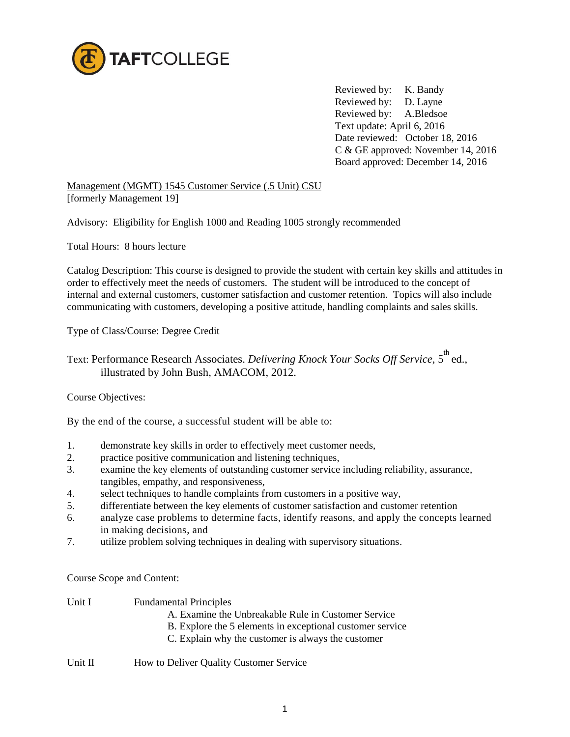TAFTCOLLEGE

Reviewed by: K. Bandy
Reviewed by: D. Layne
Reviewed by: A.Bledsoe
Text update: April 6, 2016
Date reviewed: October 18, 2016
C & GE approved: November 14, 2016
Board approved: December 14, 2016

Management (MGMT) 1545 Customer Service (.5 Unit) CSU
[formerly Management 19]

Advisory: Eligibility for English 1000 and Reading 1005 strongly recommended

Total Hours: 8 hours lecture

Catalog Description: This course is designed to provide the student with certain key skills and attitudes in order to effectively meet the needs of customers. The student will be introduced to the concept of internal and external customers, customer satisfaction and customer retention. Topics will also include communicating with customers, developing a positive attitude, handling complaints and sales skills.

Type of Class/Course: Degree Credit

Text: Performance Research Associates. *Delivering Knock Your Socks Off Service*, 5th ed., illustrated by John Bush, AMACOM, 2012.

Course Objectives:

By the end of the course, a successful student will be able to:

1. demonstrate key skills in order to effectively meet customer needs,
2. practice positive communication and listening techniques,
3. examine the key elements of outstanding customer service including reliability, assurance, tangibles, empathy, and responsiveness,
4. select techniques to handle complaints from customers in a positive way,
5. differentiate between the key elements of customer satisfaction and customer retention
6. analyze case problems to determine facts, identify reasons, and apply the concepts learned in making decisions, and
7. utilize problem solving techniques in dealing with supervisory situations.

Course Scope and Content:

Unit I Fundamental Principles

A. Examine the Unbreakable Rule in Customer Service
B. Explore the 5 elements in exceptional customer service
C. Explain why the customer is always the customer

Unit II How to Deliver Quality Customer Service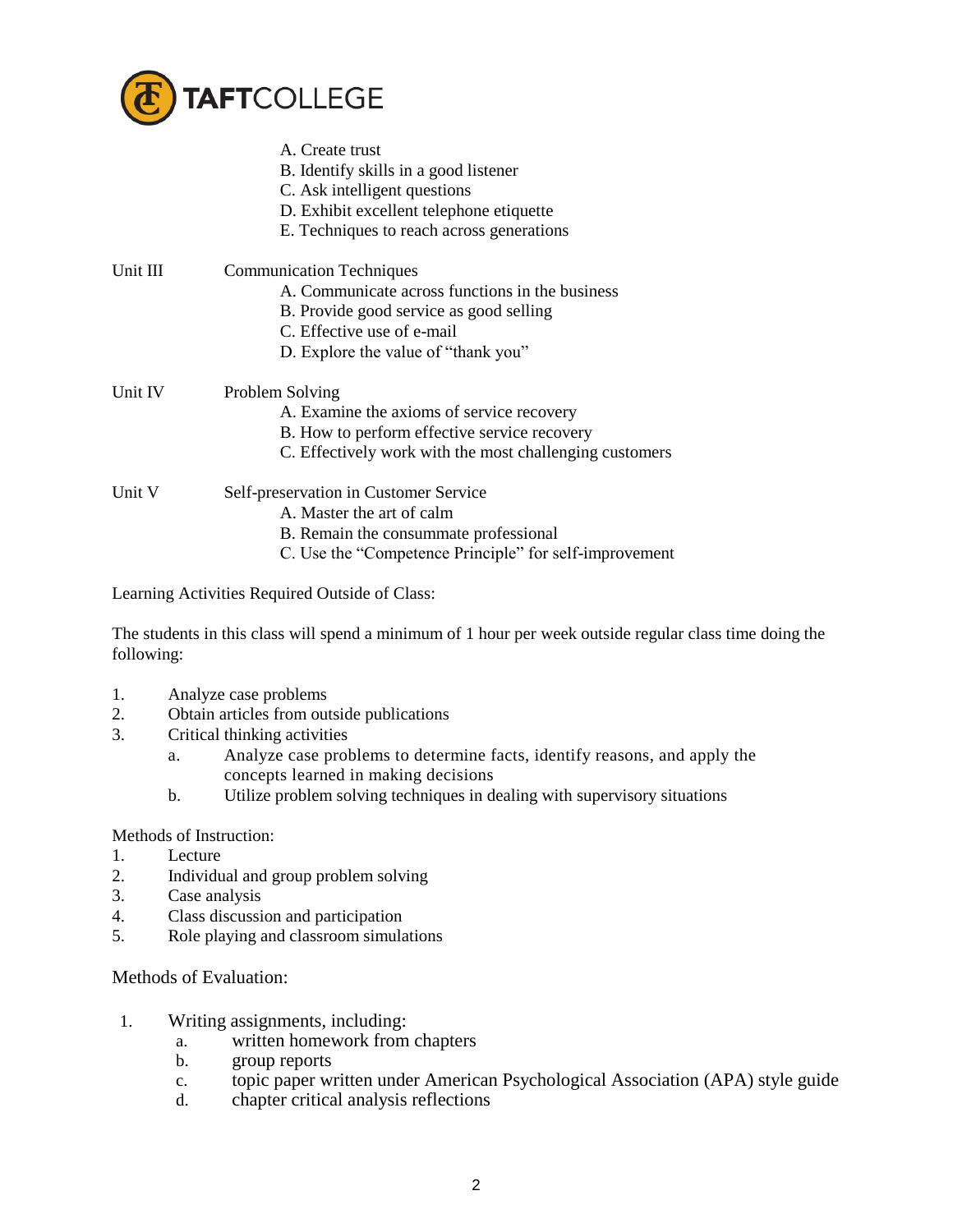A. Create trust
B. Identify skills in a good listener
C. Ask intelligent questions
D. Exhibit excellent telephone etiquette
E. Techniques to reach across generations

Unit III Communication Techniques

A. Communicate across functions in the business
B. Provide good service as good selling
C. Effective use of e-mail
D. Explore the value of "thank you"

Unit IV Problem Solving

A. Examine the axioms of service recovery
B. How to perform effective service recovery
C. Effectively work with the most challenging customers

Unit V Self-preservation in Customer Service

A. Master the art of calm
B. Remain the consummate professional
C. Use the "Competence Principle" for self-improvement

Learning Activities Required Outside of Class:

The students in this class will spend a minimum of 1 hour per week outside regular class time doing the following:

1. Analyze case problems
2. Obtain articles from outside publications
3. Critical thinking activities
   a. Analyze case problems to determine facts, identify reasons, and apply the concepts learned in making decisions
   b. Utilize problem solving techniques in dealing with supervisory situations

Methods of Instruction:

1. Lecture
2. Individual and group problem solving
3. Case analysis
4. Class discussion and participation
5. Role playing and classroom simulations

Methods of Evaluation:

1. Writing assignments, including:
   a. written homework from chapters
   b. group reports
   c. topic paper written under American Psychological Association (APA) style guide
   d. chapter critical analysis reflections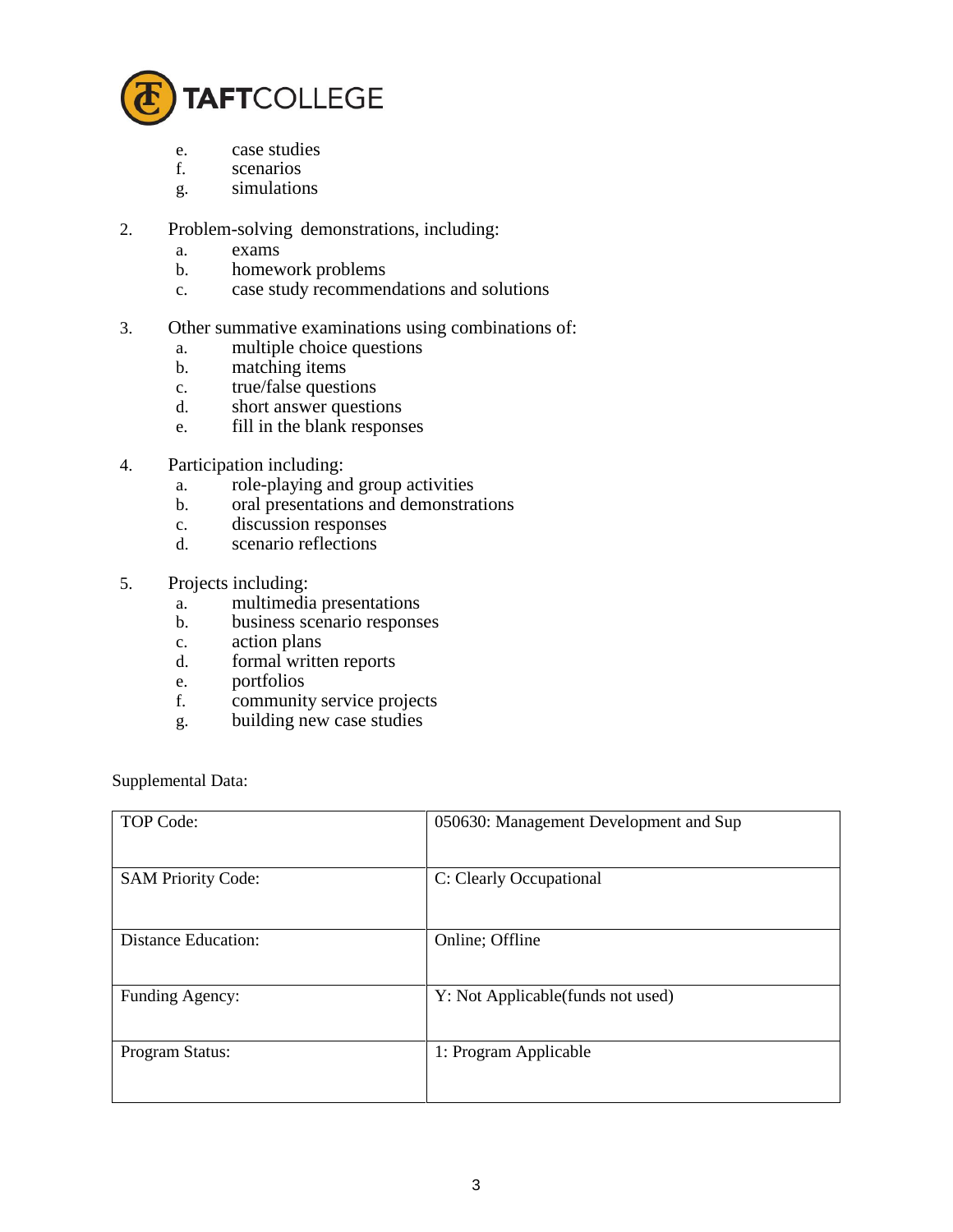e. case studies
   f. scenarios
   g. simulations

2. Problem-solving demonstrations, including:
   a. exams
   b. homework problems
   c. case study recommendations and solutions

3. Other summative examinations using combinations of:
   a. multiple choice questions
   b. matching items
   c. true/false questions
   d. short answer questions
   e. fill in the blank responses

4. Participation including:
   a. role-playing and group activities
   b. oral presentations and demonstrations
   c. discussion responses
   d. scenario reflections

5. Projects including:
   a. multimedia presentations
   b. business scenario responses
   c. action plans
   d. formal written reports
   e. portfolios
   f. community service projects
   g. building new case studies

Supplemental Data:

| | |
|---|---|
| TOP Code: | 050630: Management Development and Sup |
| SAM Priority Code: | C: Clearly Occupational |
| Distance Education: | Online; Offline |
| Funding Agency: | Y: Not Applicable(funds not used) |
| Program Status: | 1: Program Applicable |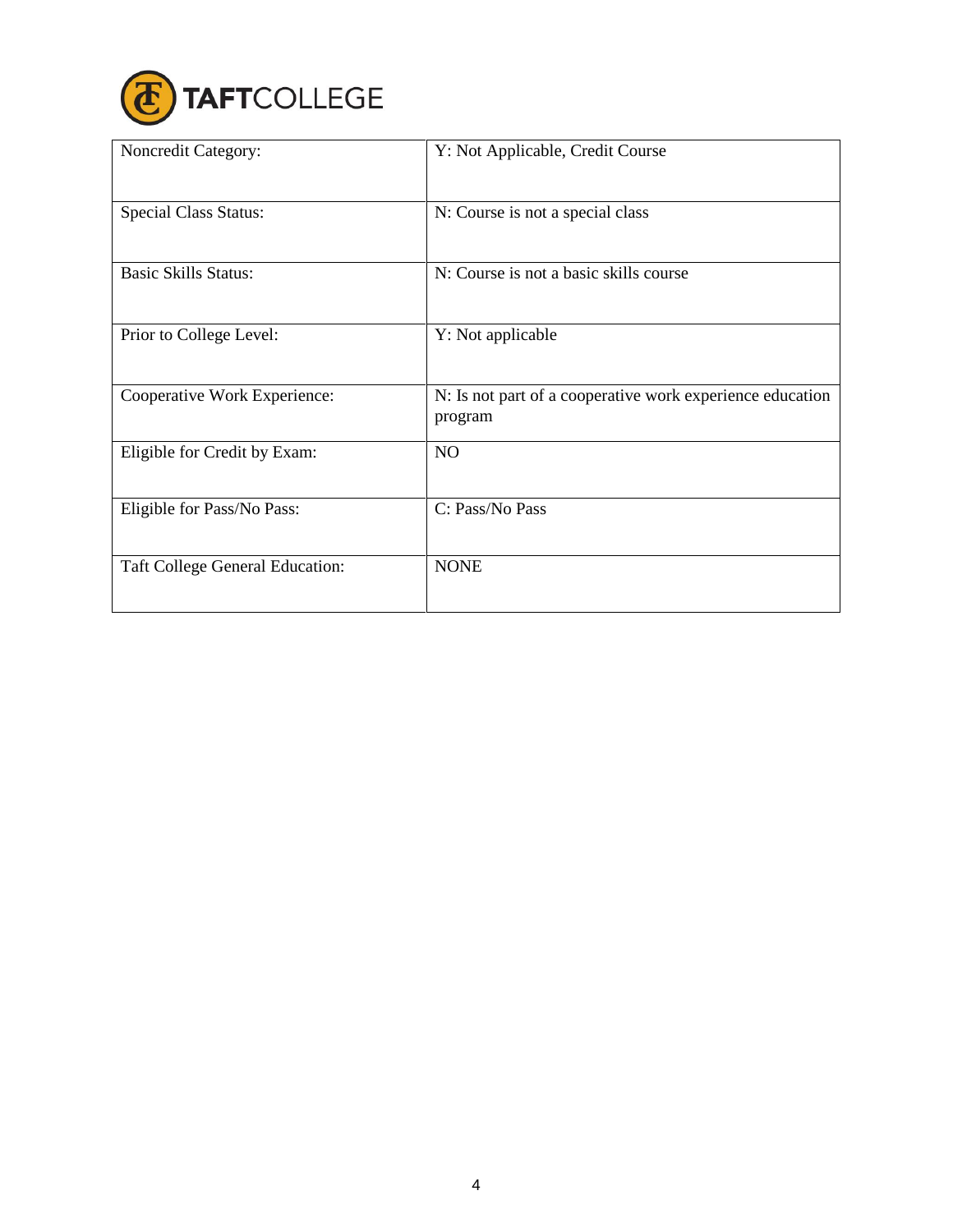| | |
|---|---|
| Noncredit Category: | Y: Not Applicable, Credit Course |
| Special Class Status: | N: Course is not a special class |
| Basic Skills Status: | N: Course is not a basic skills course |
| Prior to College Level: | Y: Not applicable |
| Cooperative Work Experience: | N: Is not part of a cooperative work experience education program |
| Eligible for Credit by Exam: | NO |
| Eligible for Pass/No Pass: | C: Pass/No Pass |
| Taft College General Education: | NONE |